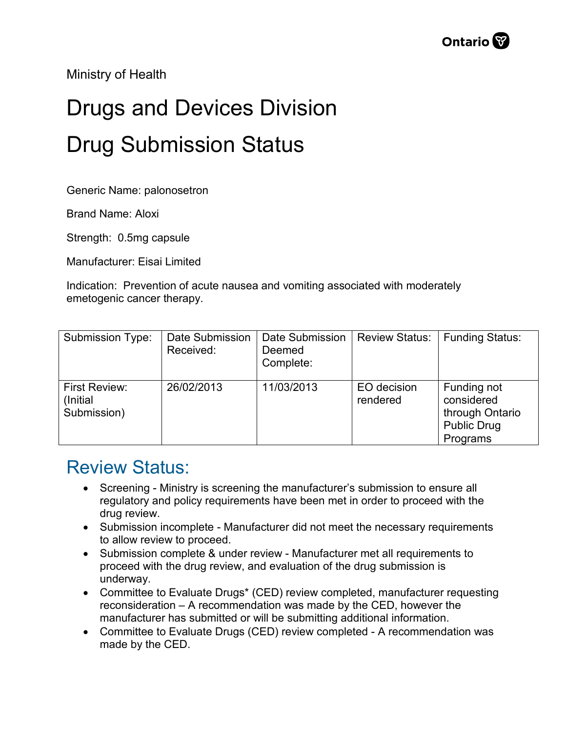Ministry of Health

# Drugs and Devices Division

# Drug Submission Status

Generic Name: palonosetron

Brand Name: Aloxi

Strength: 0.5mg capsule

Manufacturer: Eisai Limited

Indication: Prevention of acute nausea and vomiting associated with moderately emetogenic cancer therapy.

| Submission Type: | Date Submission Received: | Date Submission Deemed Complete: | Review Status: | Funding Status: |
|---|---|---|---|---|
| First Review: (Initial Submission) | 26/02/2013 | 11/03/2013 | EO decision rendered | Funding not considered through Ontario Public Drug Programs |

## Review Status:

- Screening - Ministry is screening the manufacturer's submission to ensure all regulatory and policy requirements have been met in order to proceed with the drug review.
- Submission incomplete - Manufacturer did not meet the necessary requirements to allow review to proceed.
- Submission complete & under review - Manufacturer met all requirements to proceed with the drug review, and evaluation of the drug submission is underway.
- Committee to Evaluate Drugs* (CED) review completed, manufacturer requesting reconsideration – A recommendation was made by the CED, however the manufacturer has submitted or will be submitting additional information.
- Committee to Evaluate Drugs (CED) review completed - A recommendation was made by the CED.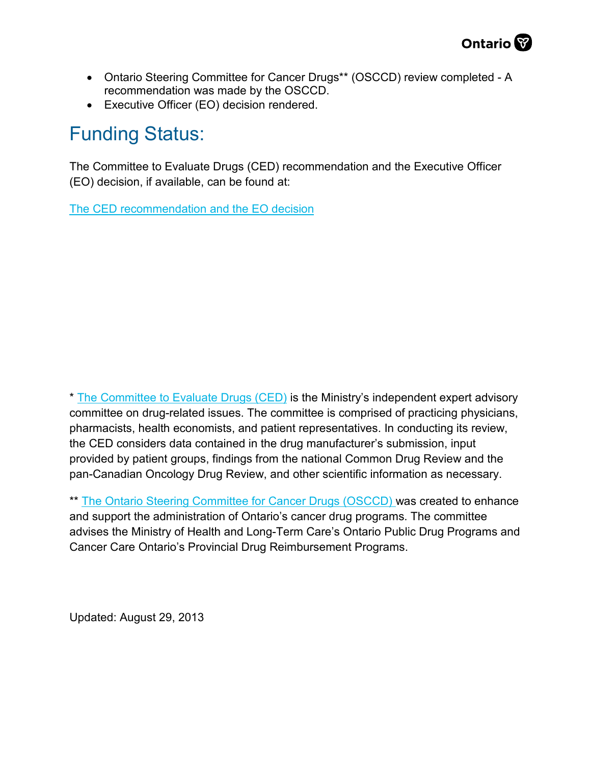- Ontario Steering Committee for Cancer Drugs** (OSCCD) review completed - A recommendation was made by the OSCCD.
- Executive Officer (EO) decision rendered.

## Funding Status:

The Committee to Evaluate Drugs (CED) recommendation and the Executive Officer (EO) decision, if available, can be found at:

The CED recommendation and the EO decision

* The Committee to Evaluate Drugs (CED) is the Ministry's independent expert advisory committee on drug-related issues. The committee is comprised of practicing physicians, pharmacists, health economists, and patient representatives. In conducting its review, the CED considers data contained in the drug manufacturer's submission, input provided by patient groups, findings from the national Common Drug Review and the pan-Canadian Oncology Drug Review, and other scientific information as necessary.

** The Ontario Steering Committee for Cancer Drugs (OSCCD) was created to enhance and support the administration of Ontario's cancer drug programs. The committee advises the Ministry of Health and Long-Term Care's Ontario Public Drug Programs and Cancer Care Ontario's Provincial Drug Reimbursement Programs.

Updated: August 29, 2013